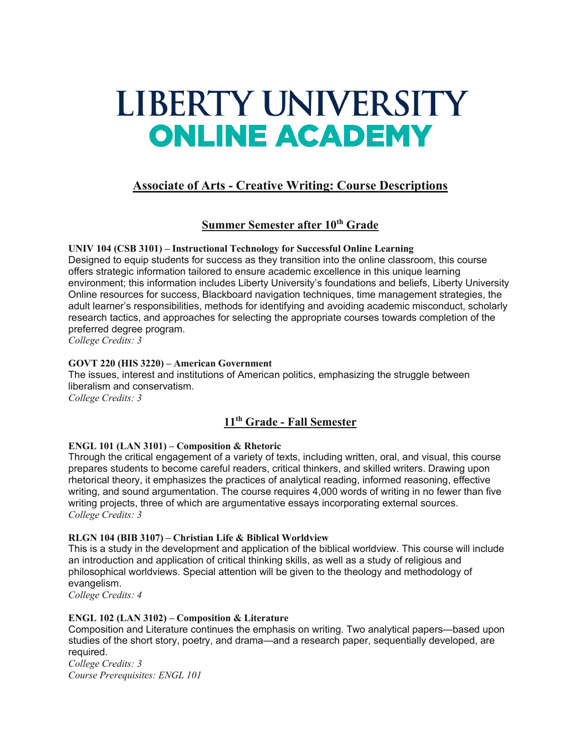# LIBERTY UNIVERSITY
# ONLINE ACADEMY

## Associate of Arts - Creative Writing: Course Descriptions

### Summer Semester after 10th Grade

**UNIV 104 (CSB 3101) – Instructional Technology for Successful Online Learning**

Designed to equip students for success as they transition into the online classroom, this course offers strategic information tailored to ensure academic excellence in this unique learning environment; this information includes Liberty University's foundations and beliefs, Liberty University Online resources for success, Blackboard navigation techniques, time management strategies, the adult learner's responsibilities, methods for identifying and avoiding academic misconduct, scholarly research tactics, and approaches for selecting the appropriate courses towards completion of the preferred degree program.

*College Credits: 3*

**GOVT 220 (HIS 3220) – American Government**

The issues, interest and institutions of American politics, emphasizing the struggle between liberalism and conservatism.

*College Credits: 3*

### 11th Grade - Fall Semester

**ENGL 101 (LAN 3101) – Composition & Rhetoric**

Through the critical engagement of a variety of texts, including written, oral, and visual, this course prepares students to become careful readers, critical thinkers, and skilled writers. Drawing upon rhetorical theory, it emphasizes the practices of analytical reading, informed reasoning, effective writing, and sound argumentation. The course requires 4,000 words of writing in no fewer than five writing projects, three of which are argumentative essays incorporating external sources.

*College Credits: 3*

**RLGN 104 (BIB 3107) – Christian Life & Biblical Worldview**

This is a study in the development and application of the biblical worldview. This course will include an introduction and application of critical thinking skills, as well as a study of religious and philosophical worldviews. Special attention will be given to the theology and methodology of evangelism.

*College Credits: 4*

**ENGL 102 (LAN 3102) – Composition & Literature**

Composition and Literature continues the emphasis on writing. Two analytical papers—based upon studies of the short story, poetry, and drama—and a research paper, sequentially developed, are required.

*College Credits: 3*
*Course Prerequisites: ENGL 101*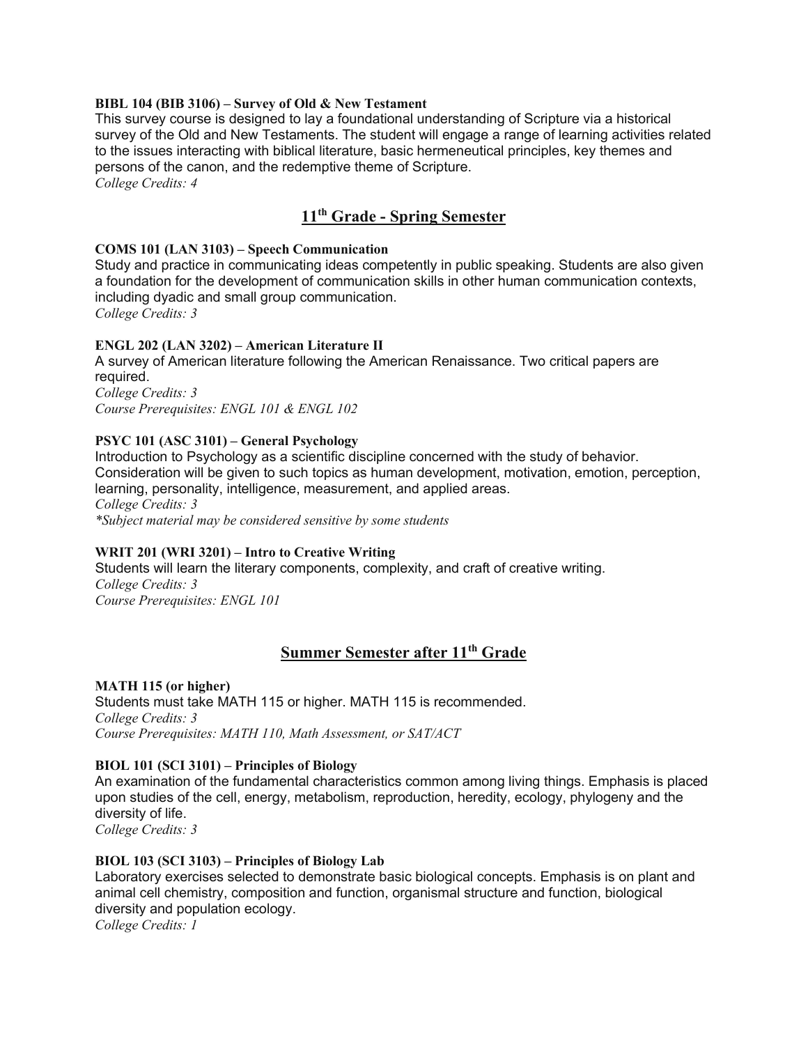**BIBL 104 (BIB 3106) – Survey of Old & New Testament**
This survey course is designed to lay a foundational understanding of Scripture via a historical survey of the Old and New Testaments. The student will engage a range of learning activities related to the issues interacting with biblical literature, basic hermeneutical principles, key themes and persons of the canon, and the redemptive theme of Scripture.
*College Credits: 4*

## 11th Grade - Spring Semester

**COMS 101 (LAN 3103) – Speech Communication**
Study and practice in communicating ideas competently in public speaking. Students are also given a foundation for the development of communication skills in other human communication contexts, including dyadic and small group communication.
*College Credits: 3*

**ENGL 202 (LAN 3202) – American Literature II**
A survey of American literature following the American Renaissance. Two critical papers are required.
*College Credits: 3*
*Course Prerequisites: ENGL 101 & ENGL 102*

**PSYC 101 (ASC 3101) – General Psychology**
Introduction to Psychology as a scientific discipline concerned with the study of behavior. Consideration will be given to such topics as human development, motivation, emotion, perception, learning, personality, intelligence, measurement, and applied areas.
*College Credits: 3*
*\*Subject material may be considered sensitive by some students*

**WRIT 201 (WRI 3201) – Intro to Creative Writing**
Students will learn the literary components, complexity, and craft of creative writing.
*College Credits: 3*
*Course Prerequisites: ENGL 101*

## Summer Semester after 11th Grade

**MATH 115 (or higher)**
Students must take MATH 115 or higher. MATH 115 is recommended.
*College Credits: 3*
*Course Prerequisites: MATH 110, Math Assessment, or SAT/ACT*

**BIOL 101 (SCI 3101) – Principles of Biology**
An examination of the fundamental characteristics common among living things. Emphasis is placed upon studies of the cell, energy, metabolism, reproduction, heredity, ecology, phylogeny and the diversity of life.
*College Credits: 3*

**BIOL 103 (SCI 3103) – Principles of Biology Lab**
Laboratory exercises selected to demonstrate basic biological concepts. Emphasis is on plant and animal cell chemistry, composition and function, organismal structure and function, biological diversity and population ecology.
*College Credits: 1*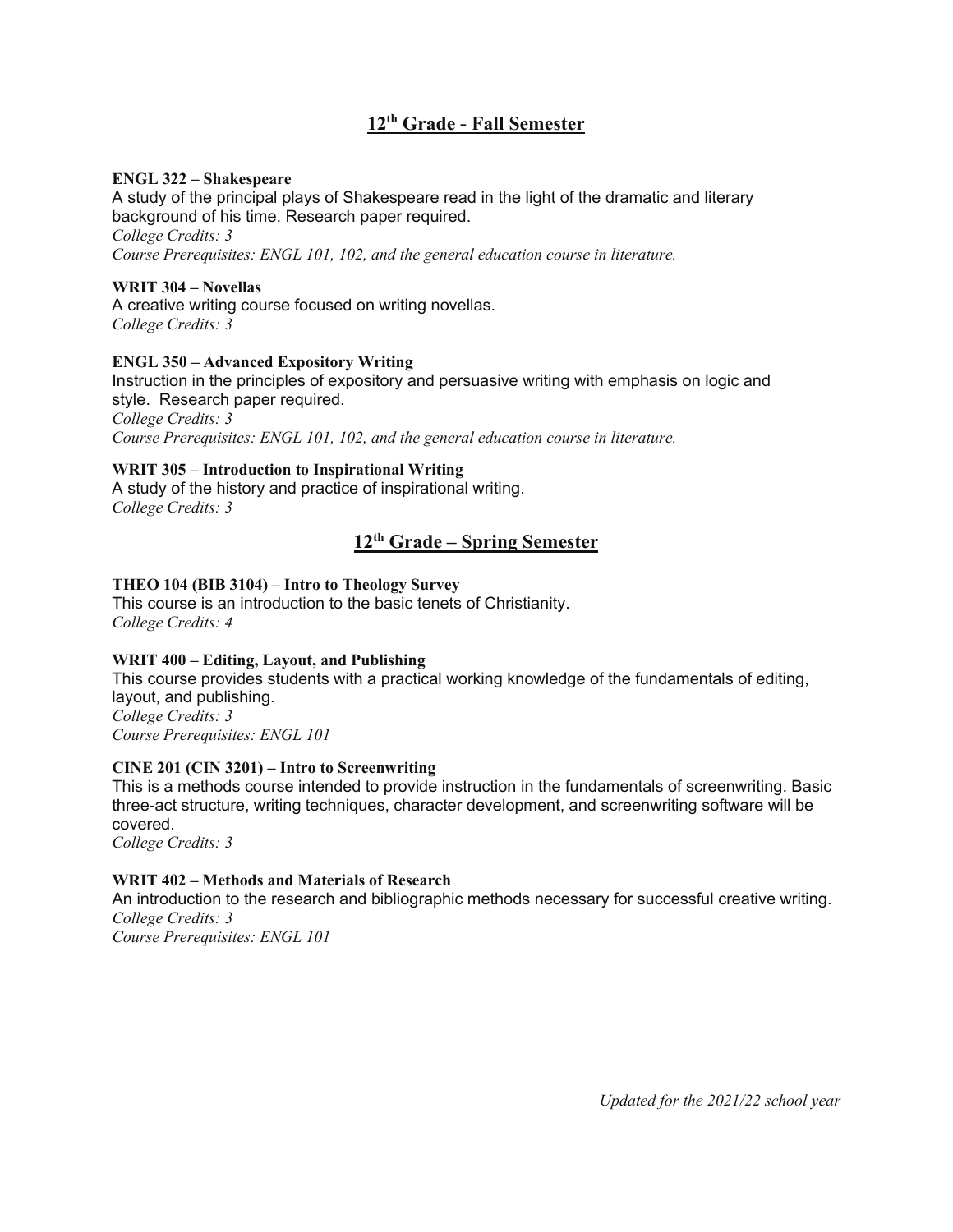## 12th Grade - Fall Semester

**ENGL 322 – Shakespeare**
A study of the principal plays of Shakespeare read in the light of the dramatic and literary background of his time. Research paper required.
*College Credits: 3*
*Course Prerequisites: ENGL 101, 102, and the general education course in literature.*

**WRIT 304 – Novellas**
A creative writing course focused on writing novellas.
*College Credits: 3*

**ENGL 350 – Advanced Expository Writing**
Instruction in the principles of expository and persuasive writing with emphasis on logic and style. Research paper required.
*College Credits: 3*
*Course Prerequisites: ENGL 101, 102, and the general education course in literature.*

**WRIT 305 – Introduction to Inspirational Writing**
A study of the history and practice of inspirational writing.
*College Credits: 3*

## 12th Grade – Spring Semester

**THEO 104 (BIB 3104) – Intro to Theology Survey**
This course is an introduction to the basic tenets of Christianity.
*College Credits: 4*

**WRIT 400 – Editing, Layout, and Publishing**
This course provides students with a practical working knowledge of the fundamentals of editing, layout, and publishing.
*College Credits: 3*
*Course Prerequisites: ENGL 101*

**CINE 201 (CIN 3201) – Intro to Screenwriting**
This is a methods course intended to provide instruction in the fundamentals of screenwriting. Basic three-act structure, writing techniques, character development, and screenwriting software will be covered.
*College Credits: 3*

**WRIT 402 – Methods and Materials of Research**
An introduction to the research and bibliographic methods necessary for successful creative writing.
*College Credits: 3*
*Course Prerequisites: ENGL 101*

*Updated for the 2021/22 school year*